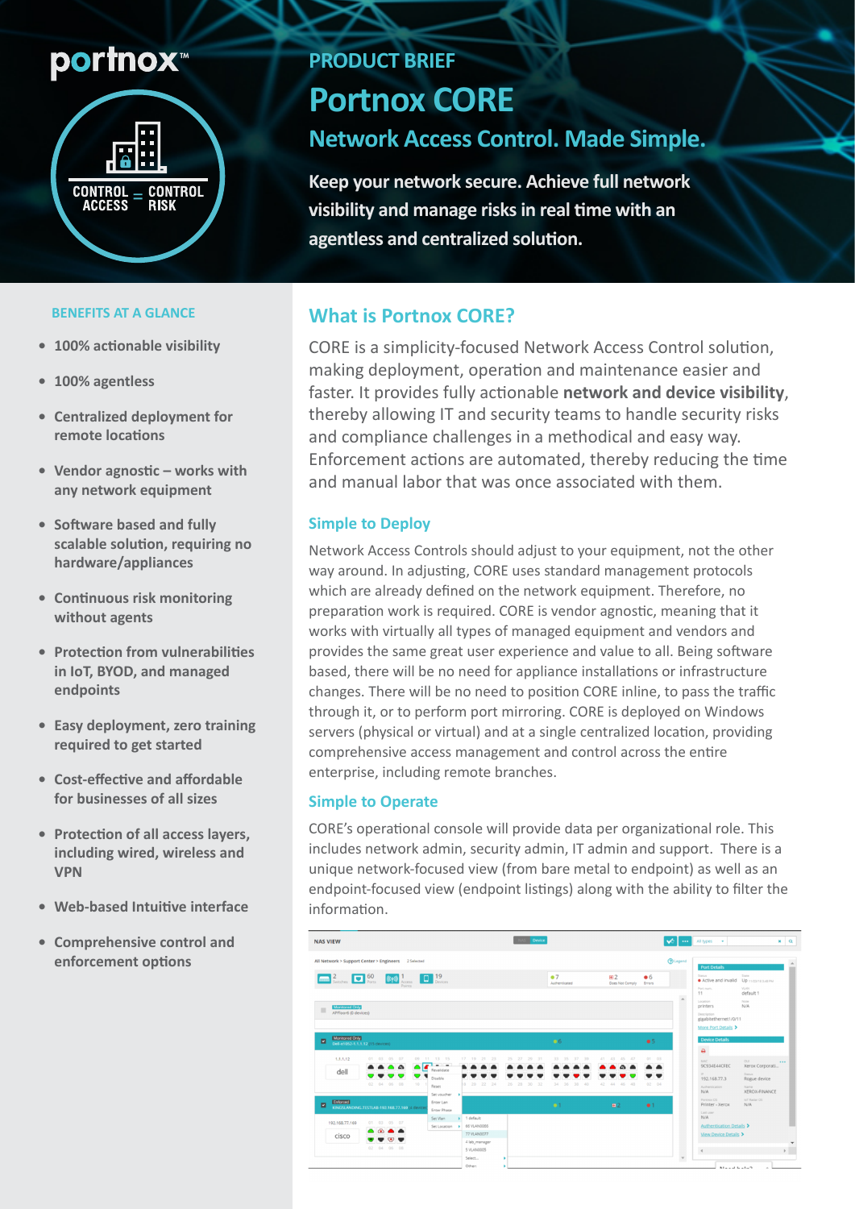portnox™

CONTROL ACCESS = CONTROL RISK

PRODUCT BRIEF

# Portnox CORE

## Network Access Control. Made Simple.

**Keep your network secure. Achieve full network visibility and manage risks in real time with an agentless and centralized solution.**

### BENEFITS AT A GLANCE

- 100% actionable visibility
- 100% agentless
- Centralized deployment for remote locations
- Vendor agnostic – works with any network equipment
- Software based and fully scalable solution, requiring no hardware/appliances
- Continuous risk monitoring without agents
- Protection from vulnerabilities in IoT, BYOD, and managed endpoints
- Easy deployment, zero training required to get started
- Cost-effective and affordable for businesses of all sizes
- Protection of all access layers, including wired, wireless and VPN
- Web-based Intuitive interface
- Comprehensive control and enforcement options

## What is Portnox CORE?

CORE is a simplicity-focused Network Access Control solution, making deployment, operation and maintenance easier and faster. It provides fully actionable **network and device visibility**, thereby allowing IT and security teams to handle security risks and compliance challenges in a methodical and easy way. Enforcement actions are automated, thereby reducing the time and manual labor that was once associated with them.

### Simple to Deploy

Network Access Controls should adjust to your equipment, not the other way around. In adjusting, CORE uses standard management protocols which are already defined on the network equipment. Therefore, no preparation work is required. CORE is vendor agnostic, meaning that it works with virtually all types of managed equipment and vendors and provides the same great user experience and value to all. Being software based, there will be no need for appliance installations or infrastructure changes. There will be no need to position CORE inline, to pass the traffic through it, or to perform port mirroring. CORE is deployed on Windows servers (physical or virtual) and at a single centralized location, providing comprehensive access management and control across the entire enterprise, including remote branches.

### Simple to Operate

CORE's operational console will provide data per organizational role. This includes network admin, security admin, IT admin and support. There is a unique network-focused view (from bare metal to endpoint) as well as an endpoint-focused view (endpoint listings) along with the ability to filter the information.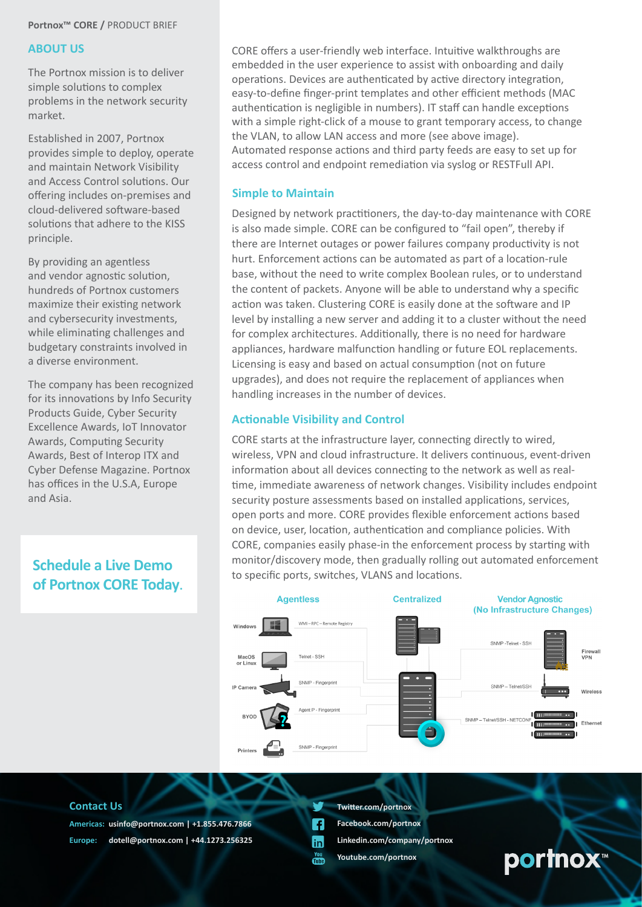## ABOUT US

The Portnox mission is to deliver simple solutions to complex problems in the network security market.

Established in 2007, Portnox provides simple to deploy, operate and maintain Network Visibility and Access Control solutions. Our offering includes on-premises and cloud-delivered software-based solutions that adhere to the KISS principle.

By providing an agentless and vendor agnostic solution, hundreds of Portnox customers maximize their existing network and cybersecurity investments, while eliminating challenges and budgetary constraints involved in a diverse environment.

The company has been recognized for its innovations by Info Security Products Guide, Cyber Security Excellence Awards, IoT Innovator Awards, Computing Security Awards, Best of Interop ITX and Cyber Defense Magazine. Portnox has offices in the U.S.A, Europe and Asia.

**Schedule a Live Demo of Portnox CORE Today.**

CORE offers a user-friendly web interface. Intuitive walkthroughs are embedded in the user experience to assist with onboarding and daily operations. Devices are authenticated by active directory integration, easy-to-define finger-print templates and other efficient methods (MAC authentication is negligible in numbers). IT staff can handle exceptions with a simple right-click of a mouse to grant temporary access, to change the VLAN, to allow LAN access and more (see above image). Automated response actions and third party feeds are easy to set up for access control and endpoint remediation via syslog or RESTFull API.

## Simple to Maintain

Designed by network practitioners, the day-to-day maintenance with CORE is also made simple. CORE can be configured to "fail open", thereby if there are Internet outages or power failures company productivity is not hurt. Enforcement actions can be automated as part of a location-rule base, without the need to write complex Boolean rules, or to understand the content of packets. Anyone will be able to understand why a specific action was taken. Clustering CORE is easily done at the software and IP level by installing a new server and adding it to a cluster without the need for complex architectures. Additionally, there is no need for hardware appliances, hardware malfunction handling or future EOL replacements. Licensing is easy and based on actual consumption (not on future upgrades), and does not require the replacement of appliances when handling increases in the number of devices.

## Actionable Visibility and Control

CORE starts at the infrastructure layer, connecting directly to wired, wireless, VPN and cloud infrastructure. It delivers continuous, event-driven information about all devices connecting to the network as well as real-time, immediate awareness of network changes. Visibility includes endpoint security posture assessments based on installed applications, services, open ports and more. CORE provides flexible enforcement actions based on device, user, location, authentication and compliance policies. With CORE, companies easily phase-in the enforcement process by starting with monitor/discovery mode, then gradually rolling out automated enforcement to specific ports, switches, VLANS and locations.

Agentless
Centralized
Vendor Agnostic (No Infrastructure Changes)
Windows
WMI – RPC – Remote Registry
MacOS or Linux
Telnet - SSH
IP Camera
SNMP - Fingerprint
BYOD
Agent P - Fingerprint
Printers
SNMP - Fingerprint
SNMP -Telnet - SSH
Firewall VPN
SNMP – Telnet/SSH
Wireless
SNMP – Telnet/SSH - NETCONF
Ethernet

## Contact Us

**Americas:** usinfo@portnox.com | +1.855.476.7866

**Europe:** dotell@portnox.com | +44.1273.256325

Twitter.com/portnox

Facebook.com/portnox

Linkedin.com/company/portnox

Youtube.com/portnox